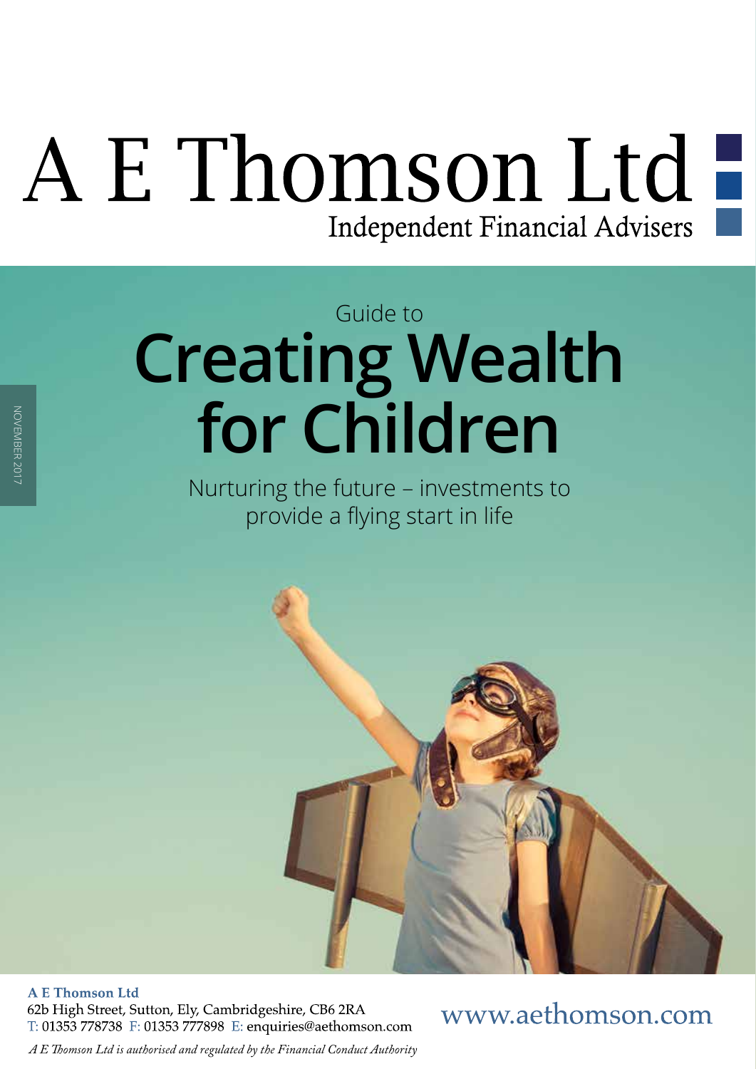# A E Thomson Ltd

Independent Financial Advisers

NOVEMBER 2017

Guide to

# Creating Wealth for Children

Nurturing the future – investments to provide a flying start in life

**A E Thomson Ltd**
62b High Street, Sutton, Ely, Cambridgeshire, CB6 2RA
T: 01353 778738 F: 01353 777898 E: enquiries@aethomson.com

www.aethomson.com

*A E Thomson Ltd is authorised and regulated by the Financial Conduct Authority*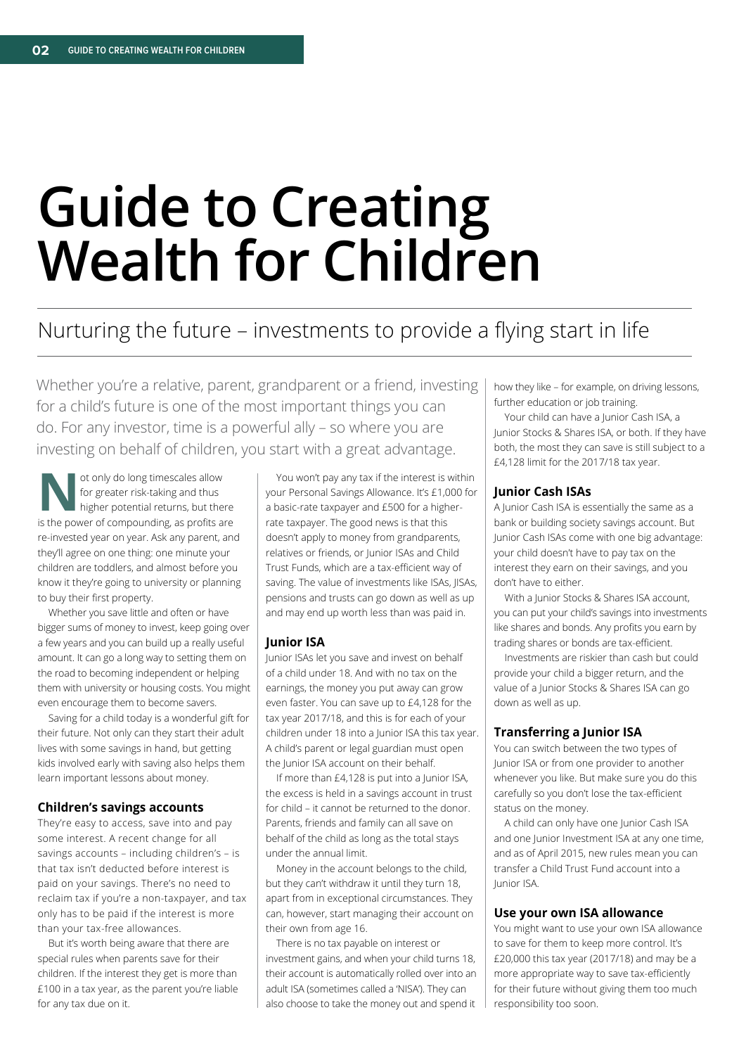# Guide to Creating Wealth for Children

## Nurturing the future – investments to provide a flying start in life

Whether you're a relative, parent, grandparent or a friend, investing for a child's future is one of the most important things you can do. For any investor, time is a powerful ally – so where you are investing on behalf of children, you start with a great advantage.

Not only do long timescales allow for greater risk-taking and thus higher potential returns, but there is the power of compounding, as profits are re-invested year on year. Ask any parent, and they'll agree on one thing: one minute your children are toddlers, and almost before you know it they're going to university or planning to buy their first property.

Whether you save little and often or have bigger sums of money to invest, keep going over a few years and you can build up a really useful amount. It can go a long way to setting them on the road to becoming independent or helping them with university or housing costs. You might even encourage them to become savers.

Saving for a child today is a wonderful gift for their future. Not only can they start their adult lives with some savings in hand, but getting kids involved early with saving also helps them learn important lessons about money.

### Children's savings accounts

They're easy to access, save into and pay some interest. A recent change for all savings accounts – including children's – is that tax isn't deducted before interest is paid on your savings. There's no need to reclaim tax if you're a non-taxpayer, and tax only has to be paid if the interest is more than your tax-free allowances.

But it's worth being aware that there are special rules when parents save for their children. If the interest they get is more than £100 in a tax year, as the parent you're liable for any tax due on it.

You won't pay any tax if the interest is within your Personal Savings Allowance. It's £1,000 for a basic-rate taxpayer and £500 for a higher-rate taxpayer. The good news is that this doesn't apply to money from grandparents, relatives or friends, or Junior ISAs and Child Trust Funds, which are a tax-efficient way of saving. The value of investments like ISAs, JISAs, pensions and trusts can go down as well as up and may end up worth less than was paid in.

### Junior ISA

Junior ISAs let you save and invest on behalf of a child under 18. And with no tax on the earnings, the money you put away can grow even faster. You can save up to £4,128 for the tax year 2017/18, and this is for each of your children under 18 into a Junior ISA this tax year. A child's parent or legal guardian must open the Junior ISA account on their behalf.

If more than £4,128 is put into a Junior ISA, the excess is held in a savings account in trust for child – it cannot be returned to the donor. Parents, friends and family can all save on behalf of the child as long as the total stays under the annual limit.

Money in the account belongs to the child, but they can't withdraw it until they turn 18, apart from in exceptional circumstances. They can, however, start managing their account on their own from age 16.

There is no tax payable on interest or investment gains, and when your child turns 18, their account is automatically rolled over into an adult ISA (sometimes called a 'NISA'). They can also choose to take the money out and spend it how they like – for example, on driving lessons, further education or job training.

Your child can have a Junior Cash ISA, a Junior Stocks & Shares ISA, or both. If they have both, the most they can save is still subject to a £4,128 limit for the 2017/18 tax year.

### Junior Cash ISAs

A Junior Cash ISA is essentially the same as a bank or building society savings account. But Junior Cash ISAs come with one big advantage: your child doesn't have to pay tax on the interest they earn on their savings, and you don't have to either.

With a Junior Stocks & Shares ISA account, you can put your child's savings into investments like shares and bonds. Any profits you earn by trading shares or bonds are tax-efficient.

Investments are riskier than cash but could provide your child a bigger return, and the value of a Junior Stocks & Shares ISA can go down as well as up.

### Transferring a Junior ISA

You can switch between the two types of Junior ISA or from one provider to another whenever you like. But make sure you do this carefully so you don't lose the tax-efficient status on the money.

A child can only have one Junior Cash ISA and one Junior Investment ISA at any one time, and as of April 2015, new rules mean you can transfer a Child Trust Fund account into a Junior ISA.

### Use your own ISA allowance

You might want to use your own ISA allowance to save for them to keep more control. It's £20,000 this tax year (2017/18) and may be a more appropriate way to save tax-efficiently for their future without giving them too much responsibility too soon.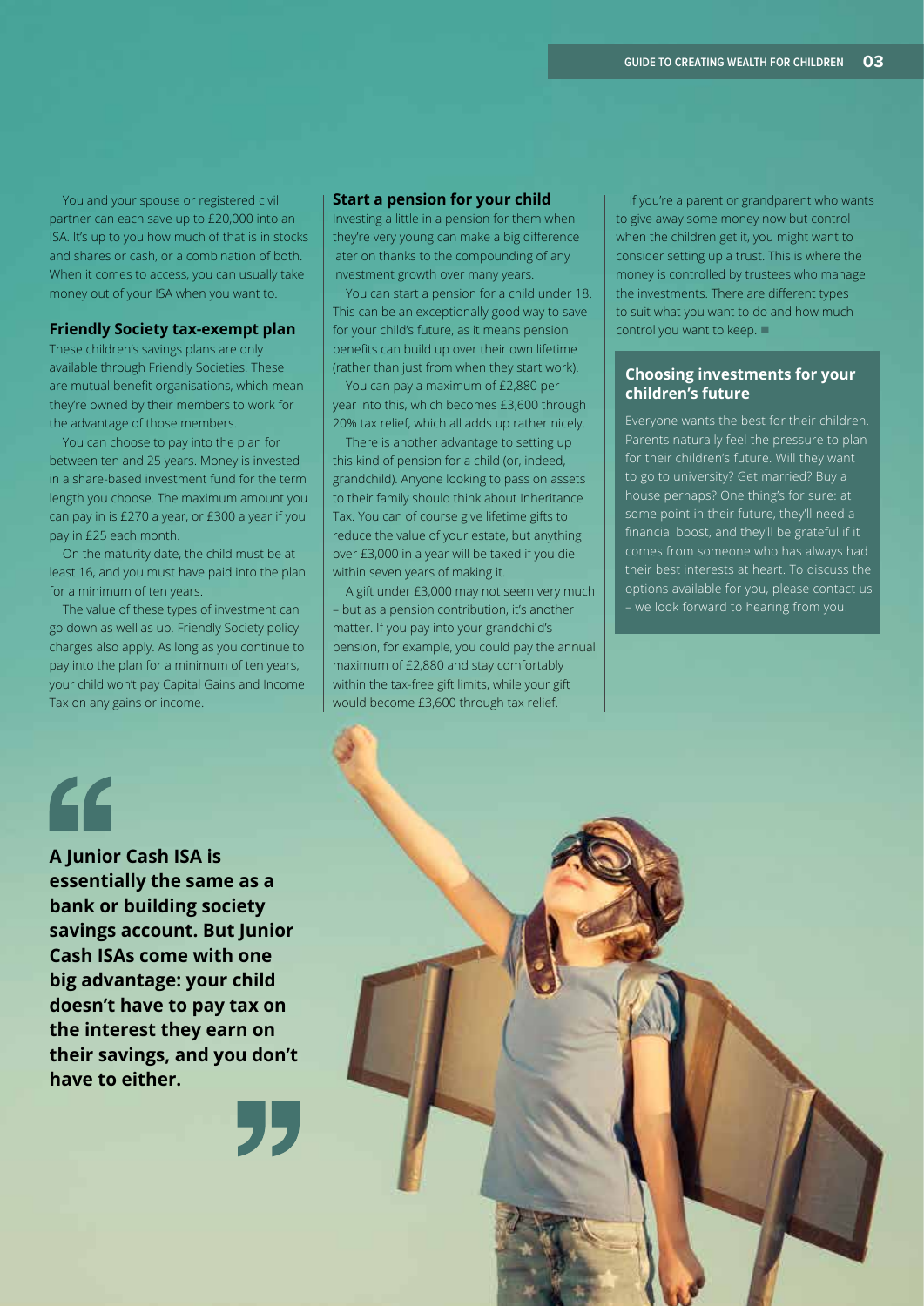You and your spouse or registered civil partner can each save up to £20,000 into an ISA. It's up to you how much of that is in stocks and shares or cash, or a combination of both. When it comes to access, you can usually take money out of your ISA when you want to.

### Friendly Society tax-exempt plan

These children's savings plans are only available through Friendly Societies. These are mutual benefit organisations, which mean they're owned by their members to work for the advantage of those members.

You can choose to pay into the plan for between ten and 25 years. Money is invested in a share-based investment fund for the term length you choose. The maximum amount you can pay in is £270 a year, or £300 a year if you pay in £25 each month.

On the maturity date, the child must be at least 16, and you must have paid into the plan for a minimum of ten years.

The value of these types of investment can go down as well as up. Friendly Society policy charges also apply. As long as you continue to pay into the plan for a minimum of ten years, your child won't pay Capital Gains and Income Tax on any gains or income.

### Start a pension for your child

Investing a little in a pension for them when they're very young can make a big difference later on thanks to the compounding of any investment growth over many years.

You can start a pension for a child under 18. This can be an exceptionally good way to save for your child's future, as it means pension benefits can build up over their own lifetime (rather than just from when they start work).

You can pay a maximum of £2,880 per year into this, which becomes £3,600 through 20% tax relief, which all adds up rather nicely.

There is another advantage to setting up this kind of pension for a child (or, indeed, grandchild). Anyone looking to pass on assets to their family should think about Inheritance Tax. You can of course give lifetime gifts to reduce the value of your estate, but anything over £3,000 in a year will be taxed if you die within seven years of making it.

A gift under £3,000 may not seem very much – but as a pension contribution, it's another matter. If you pay into your grandchild's pension, for example, you could pay the annual maximum of £2,880 and stay comfortably within the tax-free gift limits, while your gift would become £3,600 through tax relief.

If you're a parent or grandparent who wants to give away some money now but control when the children get it, you might want to consider setting up a trust. This is where the money is controlled by trustees who manage the investments. There are different types to suit what you want to do and how much control you want to keep. ■

### Choosing investments for your children's future

Everyone wants the best for their children. Parents naturally feel the pressure to plan for their children's future. Will they want to go to university? Get married? Buy a house perhaps? One thing's for sure: at some point in their future, they'll need a financial boost, and they'll be grateful if it comes from someone who has always had their best interests at heart. To discuss the options available for you, please contact us – we look forward to hearing from you.

> **A Junior Cash ISA is essentially the same as a bank or building society savings account. But Junior Cash ISAs come with one big advantage: your child doesn't have to pay tax on the interest they earn on their savings, and you don't have to either.**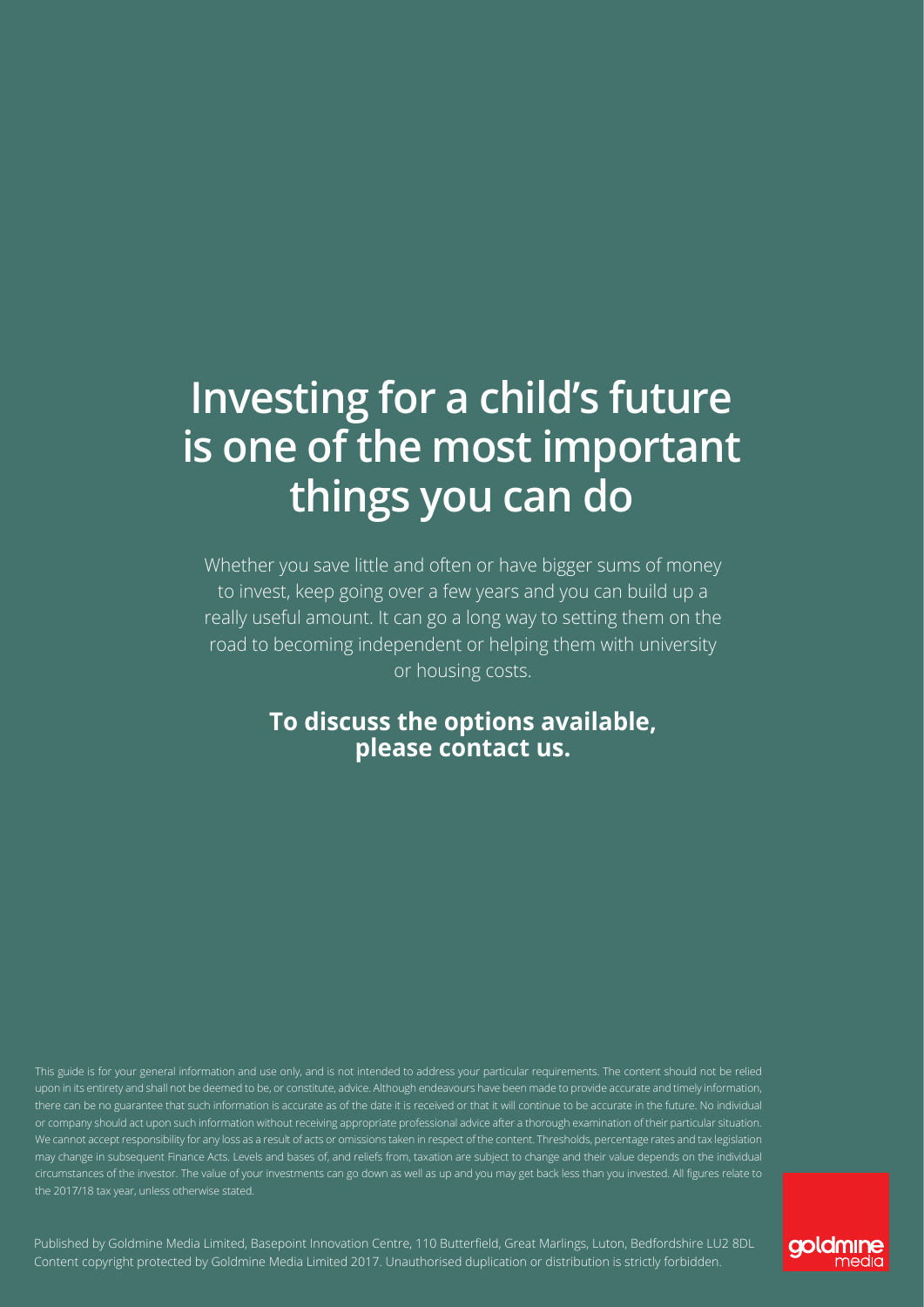# Investing for a child's future is one of the most important things you can do

Whether you save little and often or have bigger sums of money to invest, keep going over a few years and you can build up a really useful amount. It can go a long way to setting them on the road to becoming independent or helping them with university or housing costs.

**To discuss the options available, please contact us.**

This guide is for your general information and use only, and is not intended to address your particular requirements. The content should not be relied upon in its entirety and shall not be deemed to be, or constitute, advice. Although endeavours have been made to provide accurate and timely information, there can be no guarantee that such information is accurate as of the date it is received or that it will continue to be accurate in the future. No individual or company should act upon such information without receiving appropriate professional advice after a thorough examination of their particular situation. We cannot accept responsibility for any loss as a result of acts or omissions taken in respect of the content. Thresholds, percentage rates and tax legislation may change in subsequent Finance Acts. Levels and bases of, and reliefs from, taxation are subject to change and their value depends on the individual circumstances of the investor. The value of your investments can go down as well as up and you may get back less than you invested. All figures relate to the 2017/18 tax year, unless otherwise stated.

Published by Goldmine Media Limited, Basepoint Innovation Centre, 110 Butterfield, Great Marlings, Luton, Bedfordshire LU2 8DL
Content copyright protected by Goldmine Media Limited 2017. Unauthorised duplication or distribution is strictly forbidden.

goldmine media